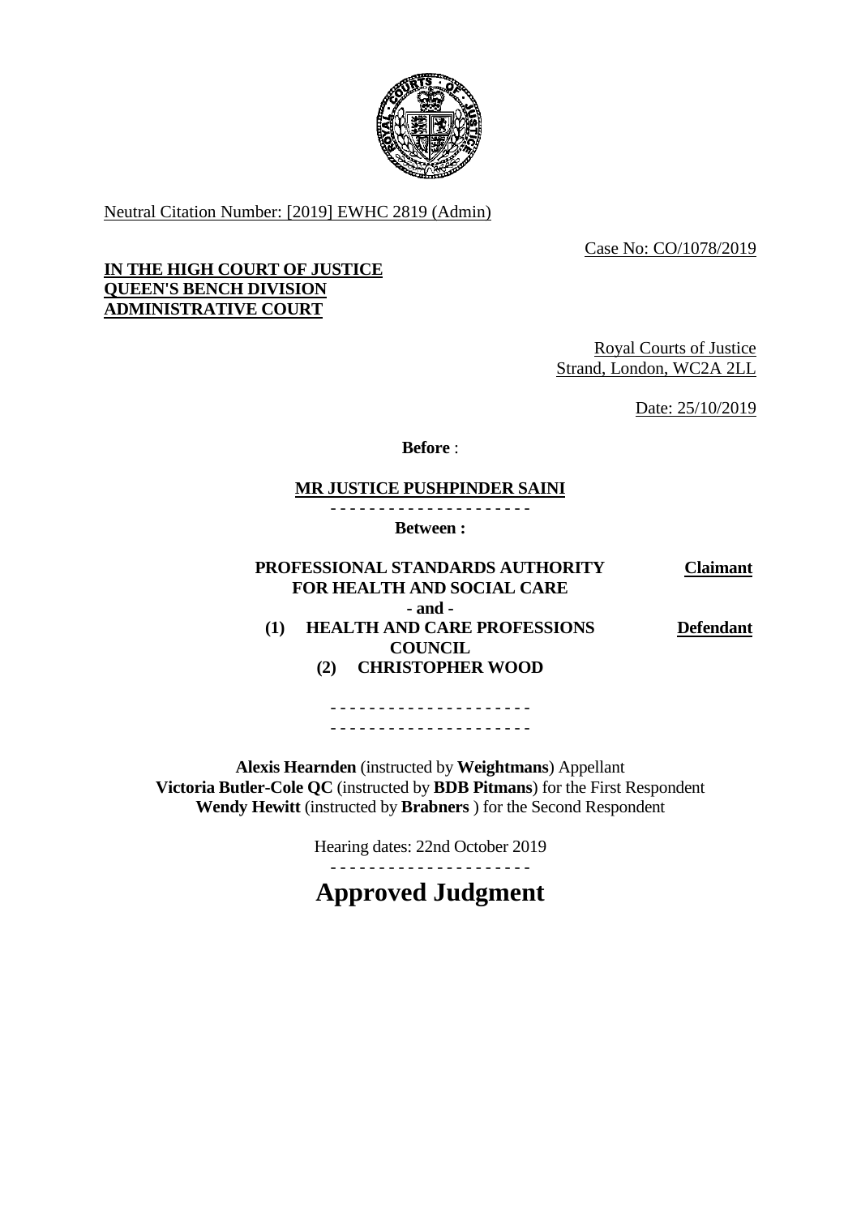Neutral Citation Number: [2019] EWHC 2819 (Admin)

Case No: CO/1078/2019

**IN THE HIGH COURT OF JUSTICE**
**QUEEN'S BENCH DIVISION**
**ADMINISTRATIVE COURT**

Royal Courts of Justice
Strand, London, WC2A 2LL

Date: 25/10/2019

**Before** :

**MR JUSTICE PUSHPINDER SAINI**

- - - - - - - - - - - - - - - - - - - - -

**Between :**

| | |
|---|---|
| **PROFESSIONAL STANDARDS AUTHORITY FOR HEALTH AND SOCIAL CARE** | **Claimant** |
| **- and -** | |
| **(1) HEALTH AND CARE PROFESSIONS COUNCIL** **(2) CHRISTOPHER WOOD** | **Defendant** |

- - - - - - - - - - - - - - - - - - - - -
- - - - - - - - - - - - - - - - - - - - -

**Alexis Hearnden** (instructed by **Weightmans**) Appellant
**Victoria Butler-Cole QC** (instructed by **BDB Pitmans**) for the First Respondent
**Wendy Hewitt** (instructed by **Brabners** ) for the Second Respondent

Hearing dates: 22nd October 2019

- - - - - - - - - - - - - - - - - - - - -

# Approved Judgment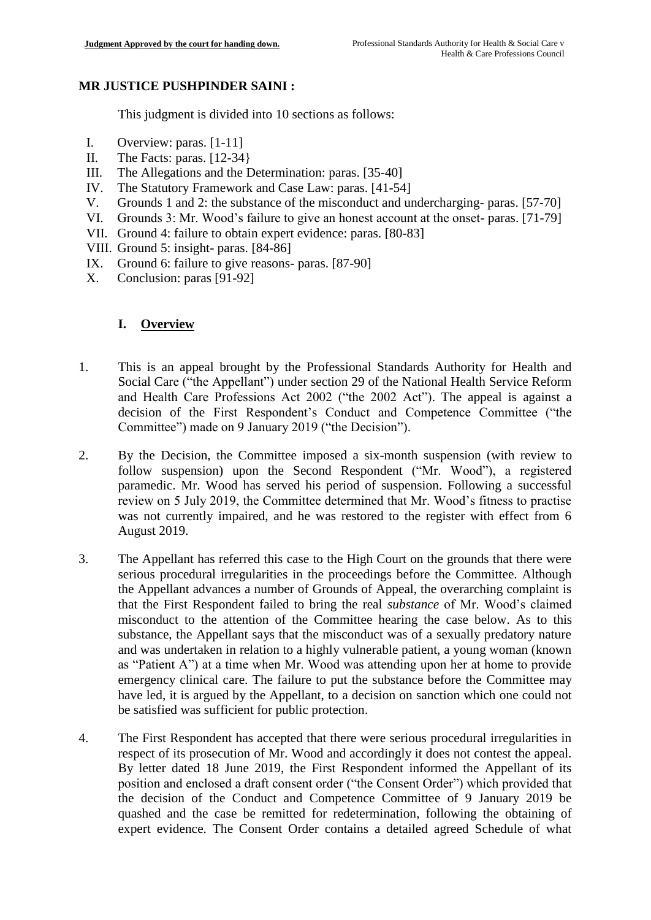## MR JUSTICE PUSHPINDER SAINI :

This judgment is divided into 10 sections as follows:

I. Overview: paras. [1-11]
II. The Facts: paras. [12-34}
III. The Allegations and the Determination: paras. [35-40]
IV. The Statutory Framework and Case Law: paras. [41-54]
V. Grounds 1 and 2: the substance of the misconduct and undercharging- paras. [57-70]
VI. Grounds 3: Mr. Wood's failure to give an honest account at the onset- paras. [71-79]
VII. Ground 4: failure to obtain expert evidence: paras. [80-83]
VIII. Ground 5: insight- paras. [84-86]
IX. Ground 6: failure to give reasons- paras. [87-90]
X. Conclusion: paras [91-92]

### I. Overview

1. This is an appeal brought by the Professional Standards Authority for Health and Social Care ("the Appellant") under section 29 of the National Health Service Reform and Health Care Professions Act 2002 ("the 2002 Act"). The appeal is against a decision of the First Respondent's Conduct and Competence Committee ("the Committee") made on 9 January 2019 ("the Decision").

2. By the Decision, the Committee imposed a six-month suspension (with review to follow suspension) upon the Second Respondent ("Mr. Wood"), a registered paramedic. Mr. Wood has served his period of suspension. Following a successful review on 5 July 2019, the Committee determined that Mr. Wood's fitness to practise was not currently impaired, and he was restored to the register with effect from 6 August 2019.

3. The Appellant has referred this case to the High Court on the grounds that there were serious procedural irregularities in the proceedings before the Committee. Although the Appellant advances a number of Grounds of Appeal, the overarching complaint is that the First Respondent failed to bring the real *substance* of Mr. Wood's claimed misconduct to the attention of the Committee hearing the case below. As to this substance, the Appellant says that the misconduct was of a sexually predatory nature and was undertaken in relation to a highly vulnerable patient, a young woman (known as "Patient A") at a time when Mr. Wood was attending upon her at home to provide emergency clinical care. The failure to put the substance before the Committee may have led, it is argued by the Appellant, to a decision on sanction which one could not be satisfied was sufficient for public protection.

4. The First Respondent has accepted that there were serious procedural irregularities in respect of its prosecution of Mr. Wood and accordingly it does not contest the appeal. By letter dated 18 June 2019, the First Respondent informed the Appellant of its position and enclosed a draft consent order ("the Consent Order") which provided that the decision of the Conduct and Competence Committee of 9 January 2019 be quashed and the case be remitted for redetermination, following the obtaining of expert evidence. The Consent Order contains a detailed agreed Schedule of what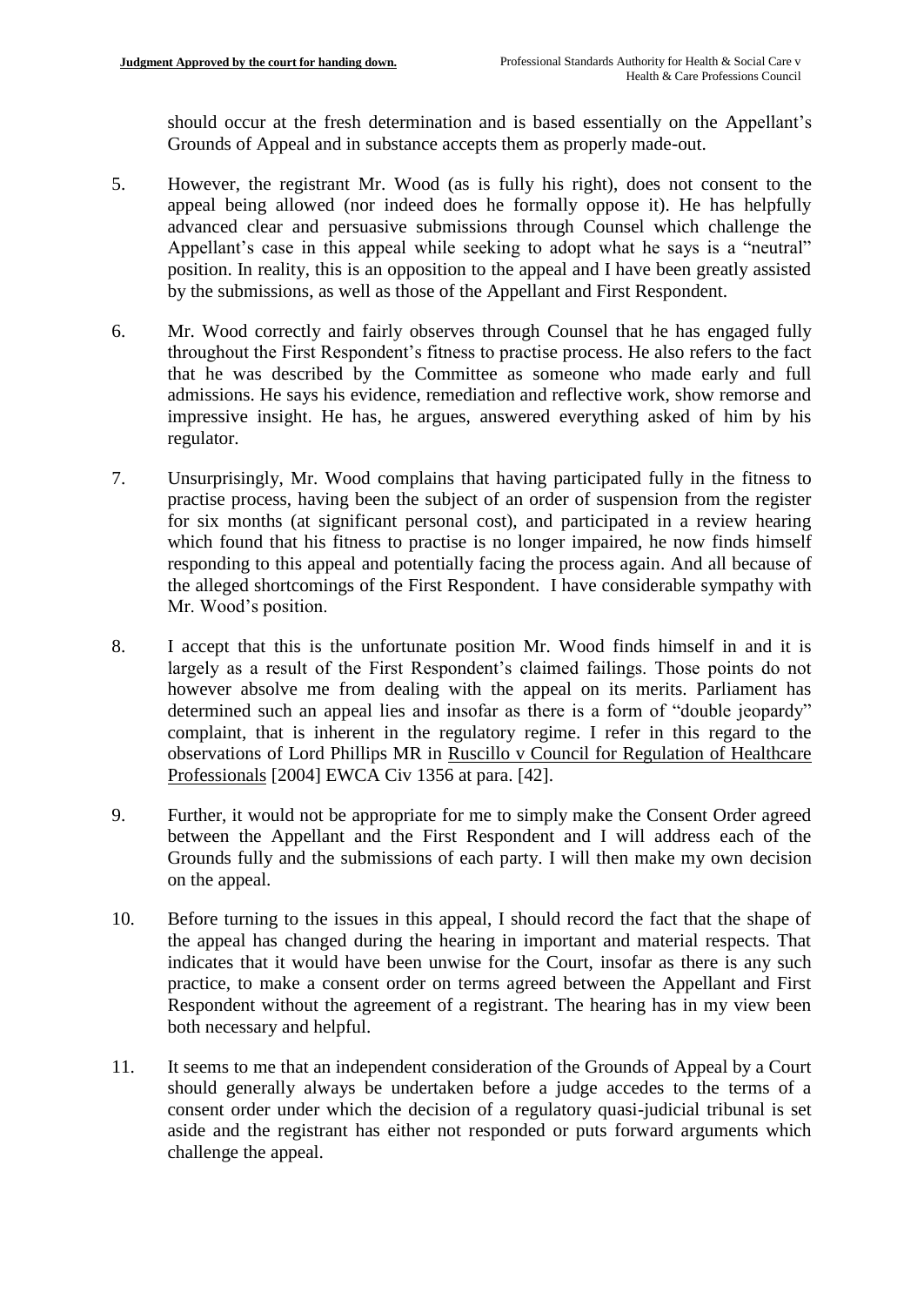should occur at the fresh determination and is based essentially on the Appellant's Grounds of Appeal and in substance accepts them as properly made-out.

5. However, the registrant Mr. Wood (as is fully his right), does not consent to the appeal being allowed (nor indeed does he formally oppose it). He has helpfully advanced clear and persuasive submissions through Counsel which challenge the Appellant's case in this appeal while seeking to adopt what he says is a "neutral" position. In reality, this is an opposition to the appeal and I have been greatly assisted by the submissions, as well as those of the Appellant and First Respondent.

6. Mr. Wood correctly and fairly observes through Counsel that he has engaged fully throughout the First Respondent's fitness to practise process. He also refers to the fact that he was described by the Committee as someone who made early and full admissions. He says his evidence, remediation and reflective work, show remorse and impressive insight. He has, he argues, answered everything asked of him by his regulator.

7. Unsurprisingly, Mr. Wood complains that having participated fully in the fitness to practise process, having been the subject of an order of suspension from the register for six months (at significant personal cost), and participated in a review hearing which found that his fitness to practise is no longer impaired, he now finds himself responding to this appeal and potentially facing the process again. And all because of the alleged shortcomings of the First Respondent. I have considerable sympathy with Mr. Wood's position.

8. I accept that this is the unfortunate position Mr. Wood finds himself in and it is largely as a result of the First Respondent's claimed failings. Those points do not however absolve me from dealing with the appeal on its merits. Parliament has determined such an appeal lies and insofar as there is a form of "double jeopardy" complaint, that is inherent in the regulatory regime. I refer in this regard to the observations of Lord Phillips MR in Ruscillo v Council for Regulation of Healthcare Professionals [2004] EWCA Civ 1356 at para. [42].

9. Further, it would not be appropriate for me to simply make the Consent Order agreed between the Appellant and the First Respondent and I will address each of the Grounds fully and the submissions of each party. I will then make my own decision on the appeal.

10. Before turning to the issues in this appeal, I should record the fact that the shape of the appeal has changed during the hearing in important and material respects. That indicates that it would have been unwise for the Court, insofar as there is any such practice, to make a consent order on terms agreed between the Appellant and First Respondent without the agreement of a registrant. The hearing has in my view been both necessary and helpful.

11. It seems to me that an independent consideration of the Grounds of Appeal by a Court should generally always be undertaken before a judge accedes to the terms of a consent order under which the decision of a regulatory quasi-judicial tribunal is set aside and the registrant has either not responded or puts forward arguments which challenge the appeal.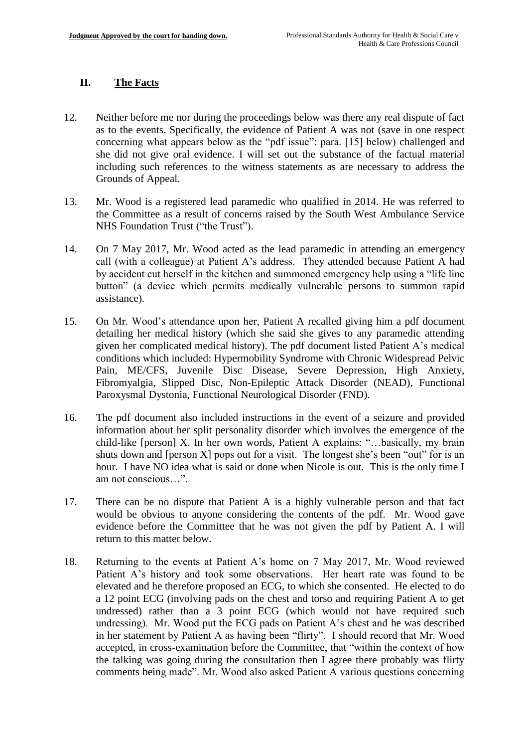## II. The Facts

12. Neither before me nor during the proceedings below was there any real dispute of fact as to the events. Specifically, the evidence of Patient A was not (save in one respect concerning what appears below as the "pdf issue": para. [15] below) challenged and she did not give oral evidence. I will set out the substance of the factual material including such references to the witness statements as are necessary to address the Grounds of Appeal.

13. Mr. Wood is a registered lead paramedic who qualified in 2014. He was referred to the Committee as a result of concerns raised by the South West Ambulance Service NHS Foundation Trust ("the Trust").

14. On 7 May 2017, Mr. Wood acted as the lead paramedic in attending an emergency call (with a colleague) at Patient A's address. They attended because Patient A had by accident cut herself in the kitchen and summoned emergency help using a "life line button" (a device which permits medically vulnerable persons to summon rapid assistance).

15. On Mr. Wood's attendance upon her, Patient A recalled giving him a pdf document detailing her medical history (which she said she gives to any paramedic attending given her complicated medical history). The pdf document listed Patient A's medical conditions which included: Hypermobility Syndrome with Chronic Widespread Pelvic Pain, ME/CFS, Juvenile Disc Disease, Severe Depression, High Anxiety, Fibromyalgia, Slipped Disc, Non-Epileptic Attack Disorder (NEAD), Functional Paroxysmal Dystonia, Functional Neurological Disorder (FND).

16. The pdf document also included instructions in the event of a seizure and provided information about her split personality disorder which involves the emergence of the child-like [person] X. In her own words, Patient A explains: "…basically, my brain shuts down and [person X] pops out for a visit. The longest she's been "out" for is an hour. I have NO idea what is said or done when Nicole is out. This is the only time I am not conscious…".

17. There can be no dispute that Patient A is a highly vulnerable person and that fact would be obvious to anyone considering the contents of the pdf. Mr. Wood gave evidence before the Committee that he was not given the pdf by Patient A. I will return to this matter below.

18. Returning to the events at Patient A's home on 7 May 2017, Mr. Wood reviewed Patient A's history and took some observations. Her heart rate was found to be elevated and he therefore proposed an ECG, to which she consented. He elected to do a 12 point ECG (involving pads on the chest and torso and requiring Patient A to get undressed) rather than a 3 point ECG (which would not have required such undressing). Mr. Wood put the ECG pads on Patient A's chest and he was described in her statement by Patient A as having been "flirty". I should record that Mr. Wood accepted, in cross-examination before the Committee, that "within the context of how the talking was going during the consultation then I agree there probably was flirty comments being made". Mr. Wood also asked Patient A various questions concerning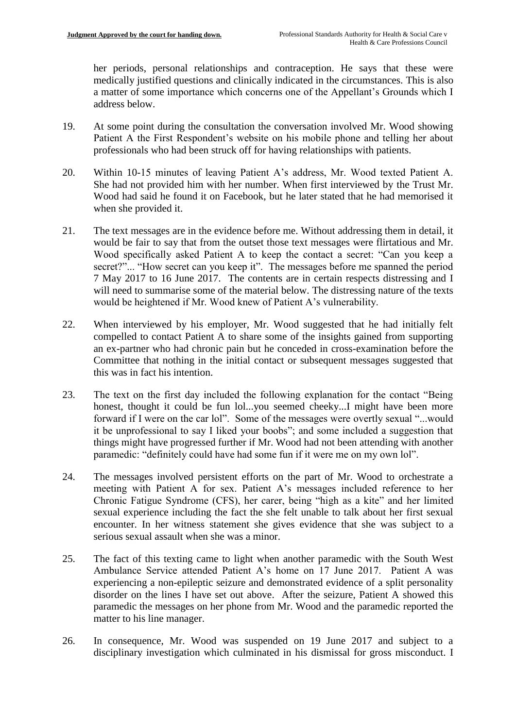her periods, personal relationships and contraception. He says that these were medically justified questions and clinically indicated in the circumstances. This is also a matter of some importance which concerns one of the Appellant's Grounds which I address below.

19. At some point during the consultation the conversation involved Mr. Wood showing Patient A the First Respondent's website on his mobile phone and telling her about professionals who had been struck off for having relationships with patients.

20. Within 10-15 minutes of leaving Patient A's address, Mr. Wood texted Patient A. She had not provided him with her number. When first interviewed by the Trust Mr. Wood had said he found it on Facebook, but he later stated that he had memorised it when she provided it.

21. The text messages are in the evidence before me. Without addressing them in detail, it would be fair to say that from the outset those text messages were flirtatious and Mr. Wood specifically asked Patient A to keep the contact a secret: "Can you keep a secret?"... "How secret can you keep it". The messages before me spanned the period 7 May 2017 to 16 June 2017. The contents are in certain respects distressing and I will need to summarise some of the material below. The distressing nature of the texts would be heightened if Mr. Wood knew of Patient A's vulnerability.

22. When interviewed by his employer, Mr. Wood suggested that he had initially felt compelled to contact Patient A to share some of the insights gained from supporting an ex-partner who had chronic pain but he conceded in cross-examination before the Committee that nothing in the initial contact or subsequent messages suggested that this was in fact his intention.

23. The text on the first day included the following explanation for the contact "Being honest, thought it could be fun lol...you seemed cheeky...I might have been more forward if I were on the car lol". Some of the messages were overtly sexual "...would it be unprofessional to say I liked your boobs"; and some included a suggestion that things might have progressed further if Mr. Wood had not been attending with another paramedic: "definitely could have had some fun if it were me on my own lol".

24. The messages involved persistent efforts on the part of Mr. Wood to orchestrate a meeting with Patient A for sex. Patient A's messages included reference to her Chronic Fatigue Syndrome (CFS), her carer, being "high as a kite" and her limited sexual experience including the fact the she felt unable to talk about her first sexual encounter. In her witness statement she gives evidence that she was subject to a serious sexual assault when she was a minor.

25. The fact of this texting came to light when another paramedic with the South West Ambulance Service attended Patient A's home on 17 June 2017. Patient A was experiencing a non-epileptic seizure and demonstrated evidence of a split personality disorder on the lines I have set out above. After the seizure, Patient A showed this paramedic the messages on her phone from Mr. Wood and the paramedic reported the matter to his line manager.

26. In consequence, Mr. Wood was suspended on 19 June 2017 and subject to a disciplinary investigation which culminated in his dismissal for gross misconduct. I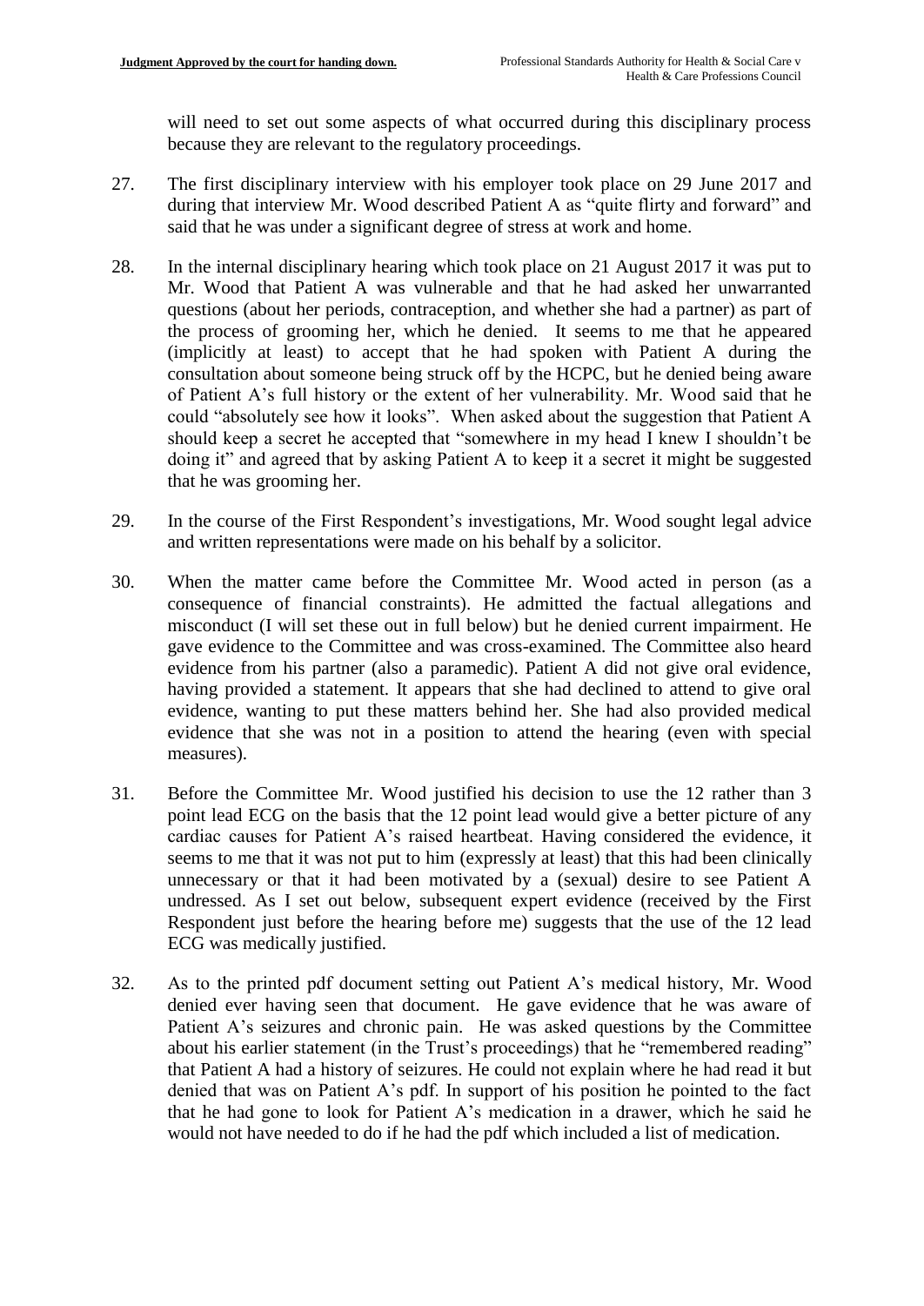will need to set out some aspects of what occurred during this disciplinary process because they are relevant to the regulatory proceedings.

27. The first disciplinary interview with his employer took place on 29 June 2017 and during that interview Mr. Wood described Patient A as "quite flirty and forward" and said that he was under a significant degree of stress at work and home.

28. In the internal disciplinary hearing which took place on 21 August 2017 it was put to Mr. Wood that Patient A was vulnerable and that he had asked her unwarranted questions (about her periods, contraception, and whether she had a partner) as part of the process of grooming her, which he denied. It seems to me that he appeared (implicitly at least) to accept that he had spoken with Patient A during the consultation about someone being struck off by the HCPC, but he denied being aware of Patient A's full history or the extent of her vulnerability. Mr. Wood said that he could "absolutely see how it looks". When asked about the suggestion that Patient A should keep a secret he accepted that "somewhere in my head I knew I shouldn't be doing it" and agreed that by asking Patient A to keep it a secret it might be suggested that he was grooming her.

29. In the course of the First Respondent's investigations, Mr. Wood sought legal advice and written representations were made on his behalf by a solicitor.

30. When the matter came before the Committee Mr. Wood acted in person (as a consequence of financial constraints). He admitted the factual allegations and misconduct (I will set these out in full below) but he denied current impairment. He gave evidence to the Committee and was cross-examined. The Committee also heard evidence from his partner (also a paramedic). Patient A did not give oral evidence, having provided a statement. It appears that she had declined to attend to give oral evidence, wanting to put these matters behind her. She had also provided medical evidence that she was not in a position to attend the hearing (even with special measures).

31. Before the Committee Mr. Wood justified his decision to use the 12 rather than 3 point lead ECG on the basis that the 12 point lead would give a better picture of any cardiac causes for Patient A's raised heartbeat. Having considered the evidence, it seems to me that it was not put to him (expressly at least) that this had been clinically unnecessary or that it had been motivated by a (sexual) desire to see Patient A undressed. As I set out below, subsequent expert evidence (received by the First Respondent just before the hearing before me) suggests that the use of the 12 lead ECG was medically justified.

32. As to the printed pdf document setting out Patient A's medical history, Mr. Wood denied ever having seen that document. He gave evidence that he was aware of Patient A's seizures and chronic pain. He was asked questions by the Committee about his earlier statement (in the Trust's proceedings) that he "remembered reading" that Patient A had a history of seizures. He could not explain where he had read it but denied that was on Patient A's pdf. In support of his position he pointed to the fact that he had gone to look for Patient A's medication in a drawer, which he said he would not have needed to do if he had the pdf which included a list of medication.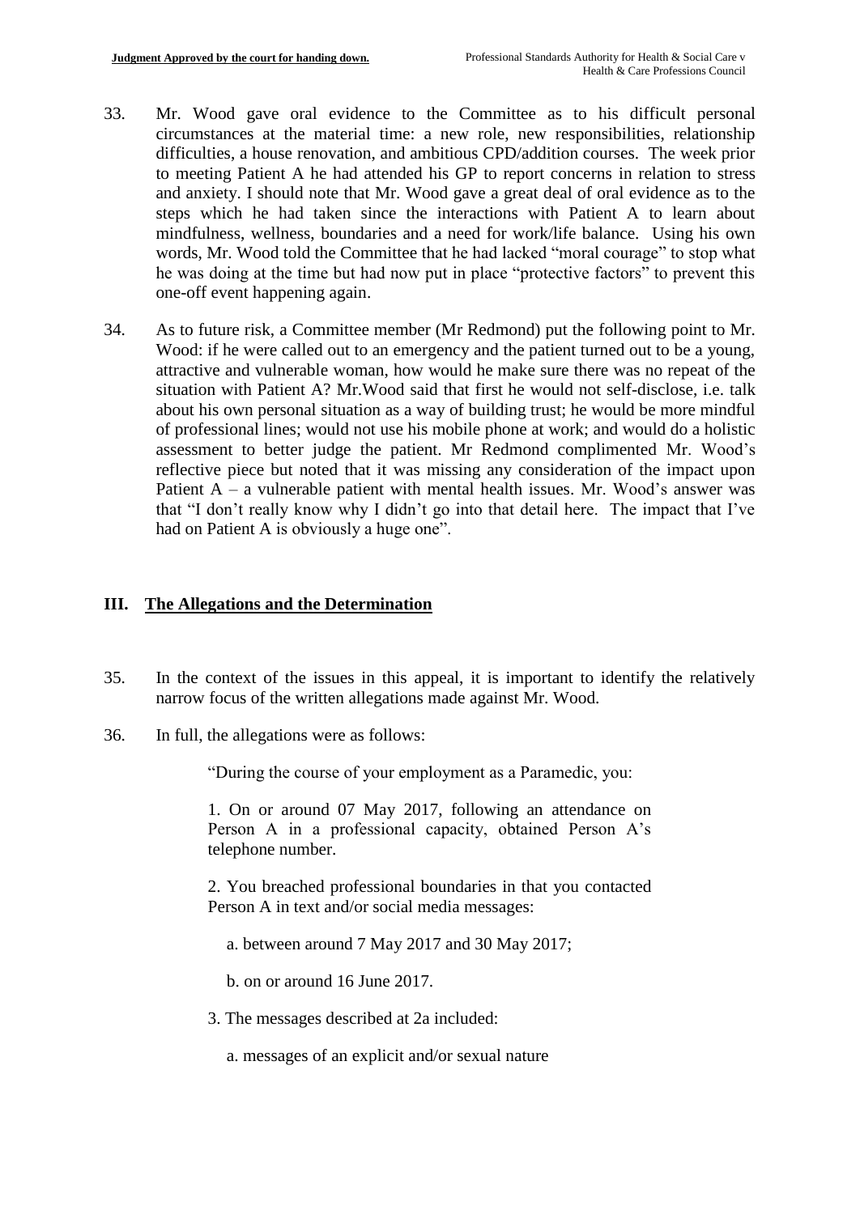33. Mr. Wood gave oral evidence to the Committee as to his difficult personal circumstances at the material time: a new role, new responsibilities, relationship difficulties, a house renovation, and ambitious CPD/addition courses. The week prior to meeting Patient A he had attended his GP to report concerns in relation to stress and anxiety. I should note that Mr. Wood gave a great deal of oral evidence as to the steps which he had taken since the interactions with Patient A to learn about mindfulness, wellness, boundaries and a need for work/life balance. Using his own words, Mr. Wood told the Committee that he had lacked "moral courage" to stop what he was doing at the time but had now put in place "protective factors" to prevent this one-off event happening again.

34. As to future risk, a Committee member (Mr Redmond) put the following point to Mr. Wood: if he were called out to an emergency and the patient turned out to be a young, attractive and vulnerable woman, how would he make sure there was no repeat of the situation with Patient A? Mr.Wood said that first he would not self-disclose, i.e. talk about his own personal situation as a way of building trust; he would be more mindful of professional lines; would not use his mobile phone at work; and would do a holistic assessment to better judge the patient. Mr Redmond complimented Mr. Wood's reflective piece but noted that it was missing any consideration of the impact upon Patient A – a vulnerable patient with mental health issues. Mr. Wood's answer was that "I don't really know why I didn't go into that detail here. The impact that I've had on Patient A is obviously a huge one".

## III. The Allegations and the Determination

35. In the context of the issues in this appeal, it is important to identify the relatively narrow focus of the written allegations made against Mr. Wood.

36. In full, the allegations were as follows:

> "During the course of your employment as a Paramedic, you:
>
> 1. On or around 07 May 2017, following an attendance on Person A in a professional capacity, obtained Person A's telephone number.
>
> 2. You breached professional boundaries in that you contacted Person A in text and/or social media messages:
>
>    a. between around 7 May 2017 and 30 May 2017;
>
>    b. on or around 16 June 2017.
>
> 3. The messages described at 2a included:
>
>    a. messages of an explicit and/or sexual nature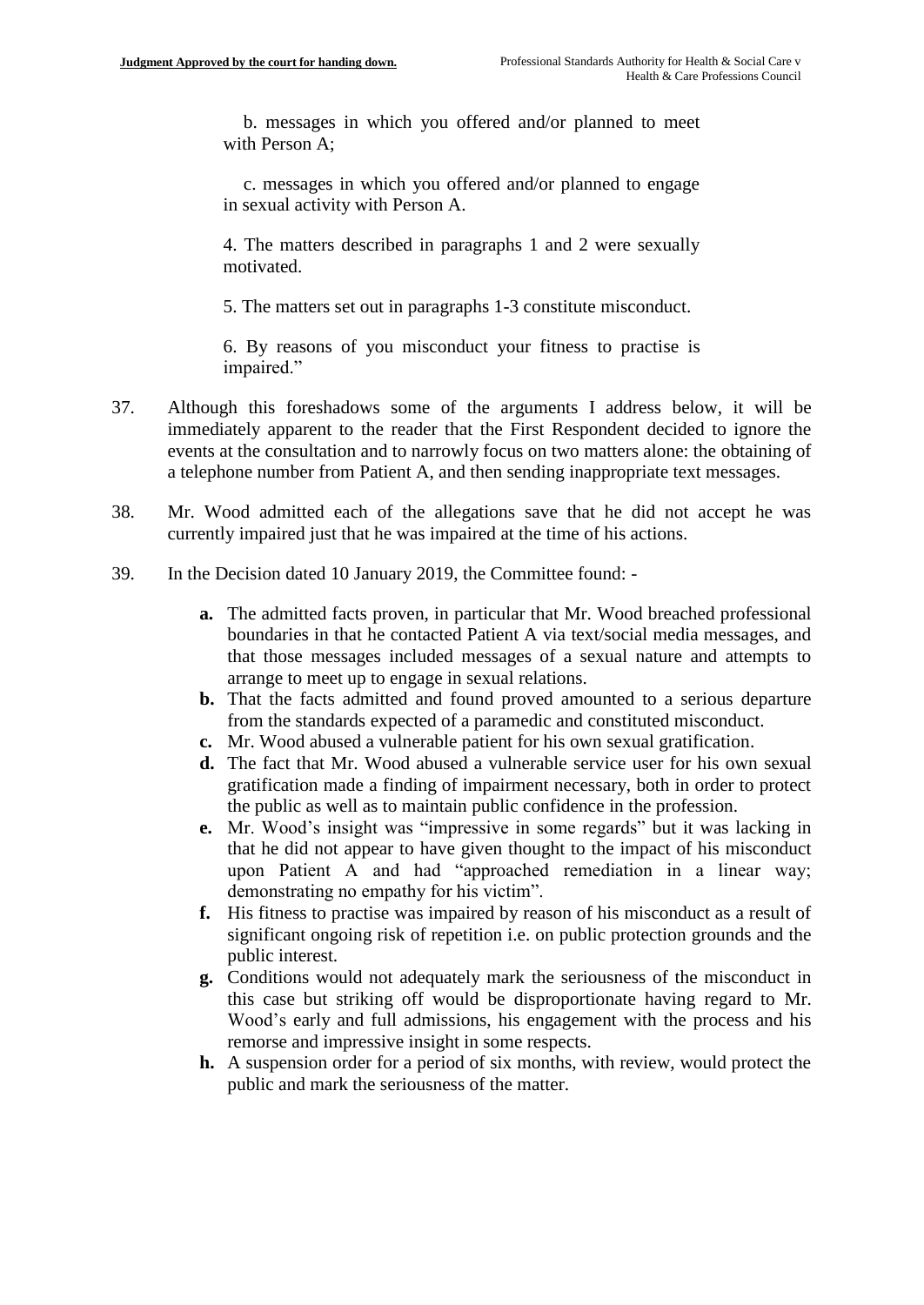b. messages in which you offered and/or planned to meet with Person A;

c. messages in which you offered and/or planned to engage in sexual activity with Person A.

4. The matters described in paragraphs 1 and 2 were sexually motivated.

5. The matters set out in paragraphs 1-3 constitute misconduct.

6. By reasons of you misconduct your fitness to practise is impaired."

37. Although this foreshadows some of the arguments I address below, it will be immediately apparent to the reader that the First Respondent decided to ignore the events at the consultation and to narrowly focus on two matters alone: the obtaining of a telephone number from Patient A, and then sending inappropriate text messages.

38. Mr. Wood admitted each of the allegations save that he did not accept he was currently impaired just that he was impaired at the time of his actions.

39. In the Decision dated 10 January 2019, the Committee found: -

   **a.** The admitted facts proven, in particular that Mr. Wood breached professional boundaries in that he contacted Patient A via text/social media messages, and that those messages included messages of a sexual nature and attempts to arrange to meet up to engage in sexual relations.

   **b.** That the facts admitted and found proved amounted to a serious departure from the standards expected of a paramedic and constituted misconduct.

   **c.** Mr. Wood abused a vulnerable patient for his own sexual gratification.

   **d.** The fact that Mr. Wood abused a vulnerable service user for his own sexual gratification made a finding of impairment necessary, both in order to protect the public as well as to maintain public confidence in the profession.

   **e.** Mr. Wood's insight was "impressive in some regards" but it was lacking in that he did not appear to have given thought to the impact of his misconduct upon Patient A and had "approached remediation in a linear way; demonstrating no empathy for his victim".

   **f.** His fitness to practise was impaired by reason of his misconduct as a result of significant ongoing risk of repetition i.e. on public protection grounds and the public interest.

   **g.** Conditions would not adequately mark the seriousness of the misconduct in this case but striking off would be disproportionate having regard to Mr. Wood's early and full admissions, his engagement with the process and his remorse and impressive insight in some respects.

   **h.** A suspension order for a period of six months, with review, would protect the public and mark the seriousness of the matter.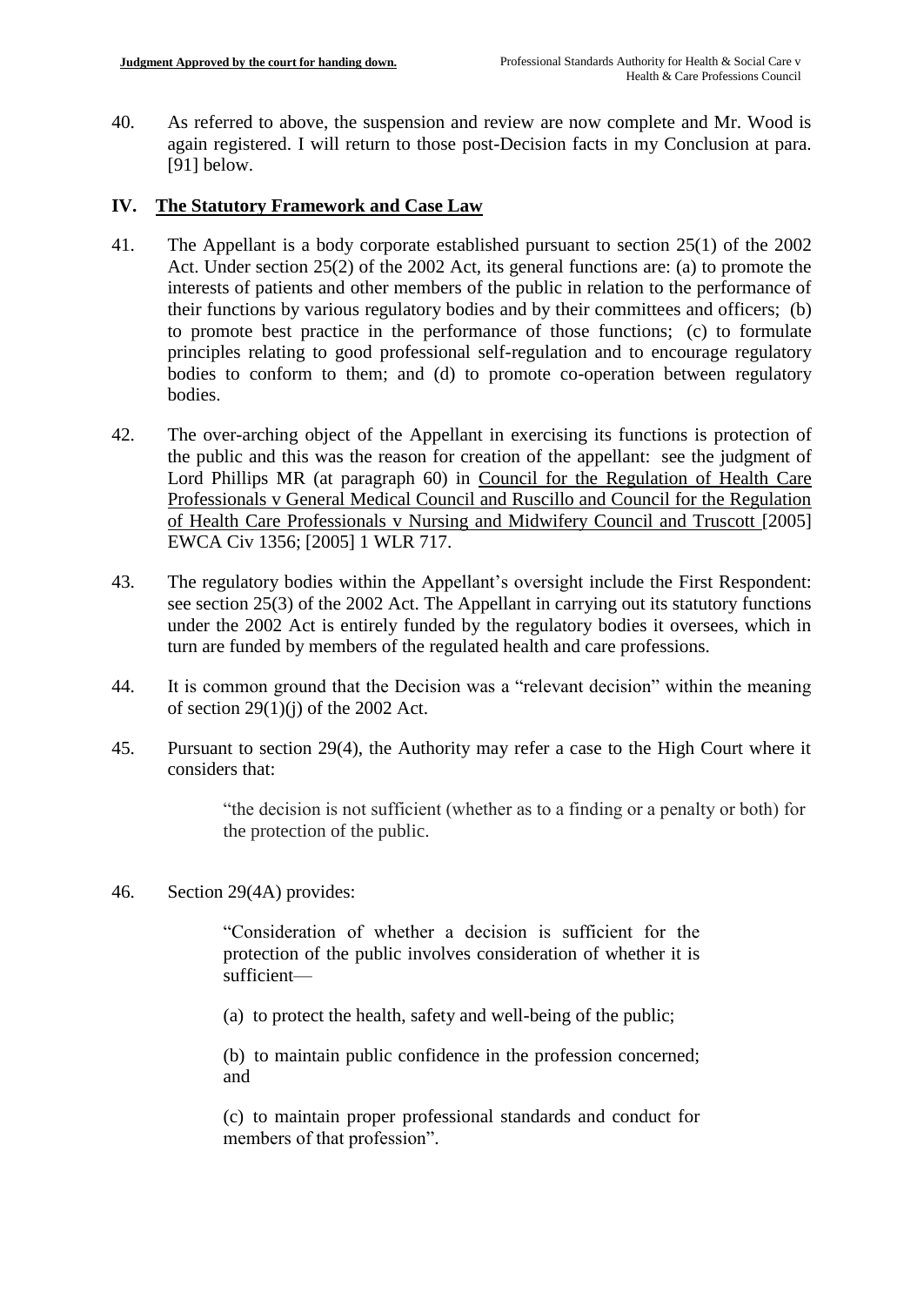40. As referred to above, the suspension and review are now complete and Mr. Wood is again registered. I will return to those post-Decision facts in my Conclusion at para. [91] below.

## IV. The Statutory Framework and Case Law

41. The Appellant is a body corporate established pursuant to section 25(1) of the 2002 Act. Under section 25(2) of the 2002 Act, its general functions are: (a) to promote the interests of patients and other members of the public in relation to the performance of their functions by various regulatory bodies and by their committees and officers; (b) to promote best practice in the performance of those functions; (c) to formulate principles relating to good professional self-regulation and to encourage regulatory bodies to conform to them; and (d) to promote co-operation between regulatory bodies.

42. The over-arching object of the Appellant in exercising its functions is protection of the public and this was the reason for creation of the appellant: see the judgment of Lord Phillips MR (at paragraph 60) in Council for the Regulation of Health Care Professionals v General Medical Council and Ruscillo and Council for the Regulation of Health Care Professionals v Nursing and Midwifery Council and Truscott [2005] EWCA Civ 1356; [2005] 1 WLR 717.

43. The regulatory bodies within the Appellant's oversight include the First Respondent: see section 25(3) of the 2002 Act. The Appellant in carrying out its statutory functions under the 2002 Act is entirely funded by the regulatory bodies it oversees, which in turn are funded by members of the regulated health and care professions.

44. It is common ground that the Decision was a "relevant decision" within the meaning of section 29(1)(j) of the 2002 Act.

45. Pursuant to section 29(4), the Authority may refer a case to the High Court where it considers that:

> "the decision is not sufficient (whether as to a finding or a penalty or both) for the protection of the public.

46. Section 29(4A) provides:

> "Consideration of whether a decision is sufficient for the protection of the public involves consideration of whether it is sufficient—
>
> (a) to protect the health, safety and well-being of the public;
>
> (b) to maintain public confidence in the profession concerned; and
>
> (c) to maintain proper professional standards and conduct for members of that profession".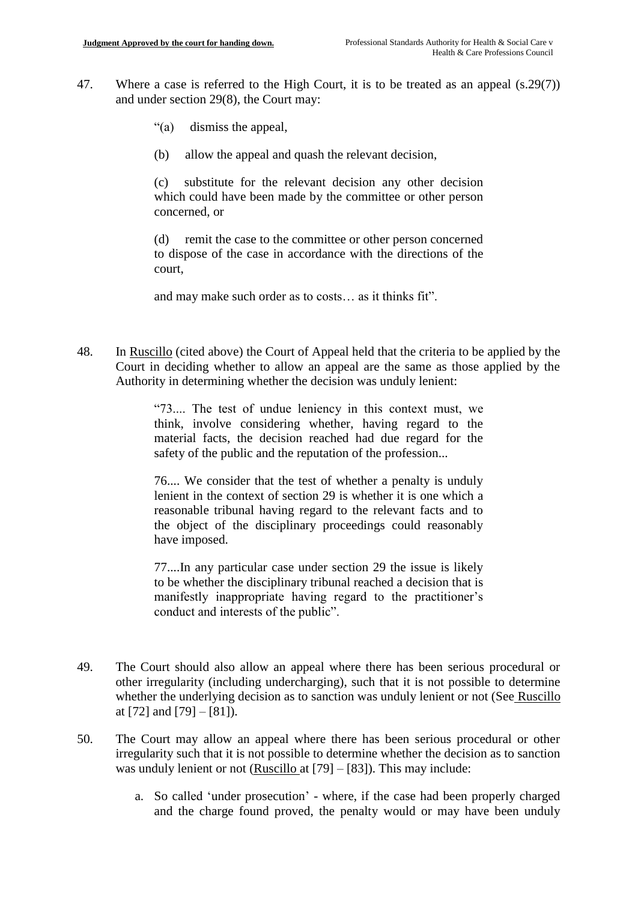47. Where a case is referred to the High Court, it is to be treated as an appeal (s.29(7)) and under section 29(8), the Court may:

> "(a) dismiss the appeal,
>
> (b) allow the appeal and quash the relevant decision,
>
> (c) substitute for the relevant decision any other decision which could have been made by the committee or other person concerned, or
>
> (d) remit the case to the committee or other person concerned to dispose of the case in accordance with the directions of the court,
>
> and may make such order as to costs… as it thinks fit".

48. In <u>Ruscillo</u> (cited above) the Court of Appeal held that the criteria to be applied by the Court in deciding whether to allow an appeal are the same as those applied by the Authority in determining whether the decision was unduly lenient:

> "73.... The test of undue leniency in this context must, we think, involve considering whether, having regard to the material facts, the decision reached had due regard for the safety of the public and the reputation of the profession...
>
> 76.... We consider that the test of whether a penalty is unduly lenient in the context of section 29 is whether it is one which a reasonable tribunal having regard to the relevant facts and to the object of the disciplinary proceedings could reasonably have imposed.
>
> 77....In any particular case under section 29 the issue is likely to be whether the disciplinary tribunal reached a decision that is manifestly inappropriate having regard to the practitioner's conduct and interests of the public".

49. The Court should also allow an appeal where there has been serious procedural or other irregularity (including undercharging), such that it is not possible to determine whether the underlying decision as to sanction was unduly lenient or not (See <u>Ruscillo</u> at [72] and [79] – [81]).

50. The Court may allow an appeal where there has been serious procedural or other irregularity such that it is not possible to determine whether the decision as to sanction was unduly lenient or not (<u>Ruscillo</u> at [79] – [83]). This may include:

   a. So called 'under prosecution' - where, if the case had been properly charged and the charge found proved, the penalty would or may have been unduly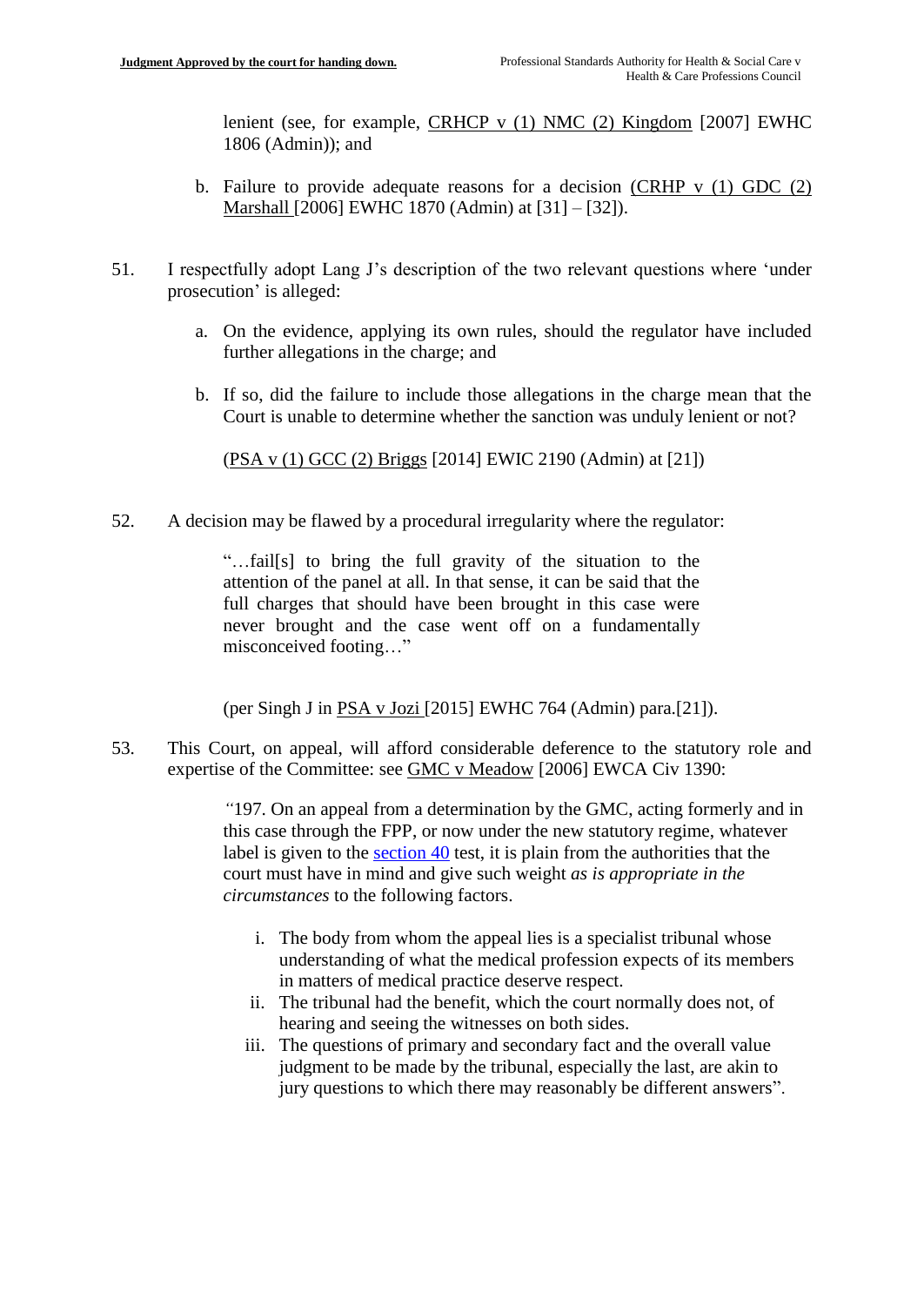lenient (see, for example, CRHCP v (1) NMC (2) Kingdom [2007] EWHC 1806 (Admin)); and

b. Failure to provide adequate reasons for a decision (CRHP v (1) GDC (2) Marshall [2006] EWHC 1870 (Admin) at [31] – [32]).

51. I respectfully adopt Lang J's description of the two relevant questions where 'under prosecution' is alleged:

a. On the evidence, applying its own rules, should the regulator have included further allegations in the charge; and

b. If so, did the failure to include those allegations in the charge mean that the Court is unable to determine whether the sanction was unduly lenient or not?

(PSA v (1) GCC (2) Briggs [2014] EWIC 2190 (Admin) at [21])

52. A decision may be flawed by a procedural irregularity where the regulator:

> "…fail[s] to bring the full gravity of the situation to the attention of the panel at all. In that sense, it can be said that the full charges that should have been brought in this case were never brought and the case went off on a fundamentally misconceived footing…"

(per Singh J in PSA v Jozi [2015] EWHC 764 (Admin) para.[21]).

53. This Court, on appeal, will afford considerable deference to the statutory role and expertise of the Committee: see GMC v Meadow [2006] EWCA Civ 1390:

> "197. On an appeal from a determination by the GMC, acting formerly and in this case through the FPP, or now under the new statutory regime, whatever label is given to the section 40 test, it is plain from the authorities that the court must have in mind and give such weight *as is appropriate in the circumstances* to the following factors.
>
> i. The body from whom the appeal lies is a specialist tribunal whose understanding of what the medical profession expects of its members in matters of medical practice deserve respect.
> ii. The tribunal had the benefit, which the court normally does not, of hearing and seeing the witnesses on both sides.
> iii. The questions of primary and secondary fact and the overall value judgment to be made by the tribunal, especially the last, are akin to jury questions to which there may reasonably be different answers".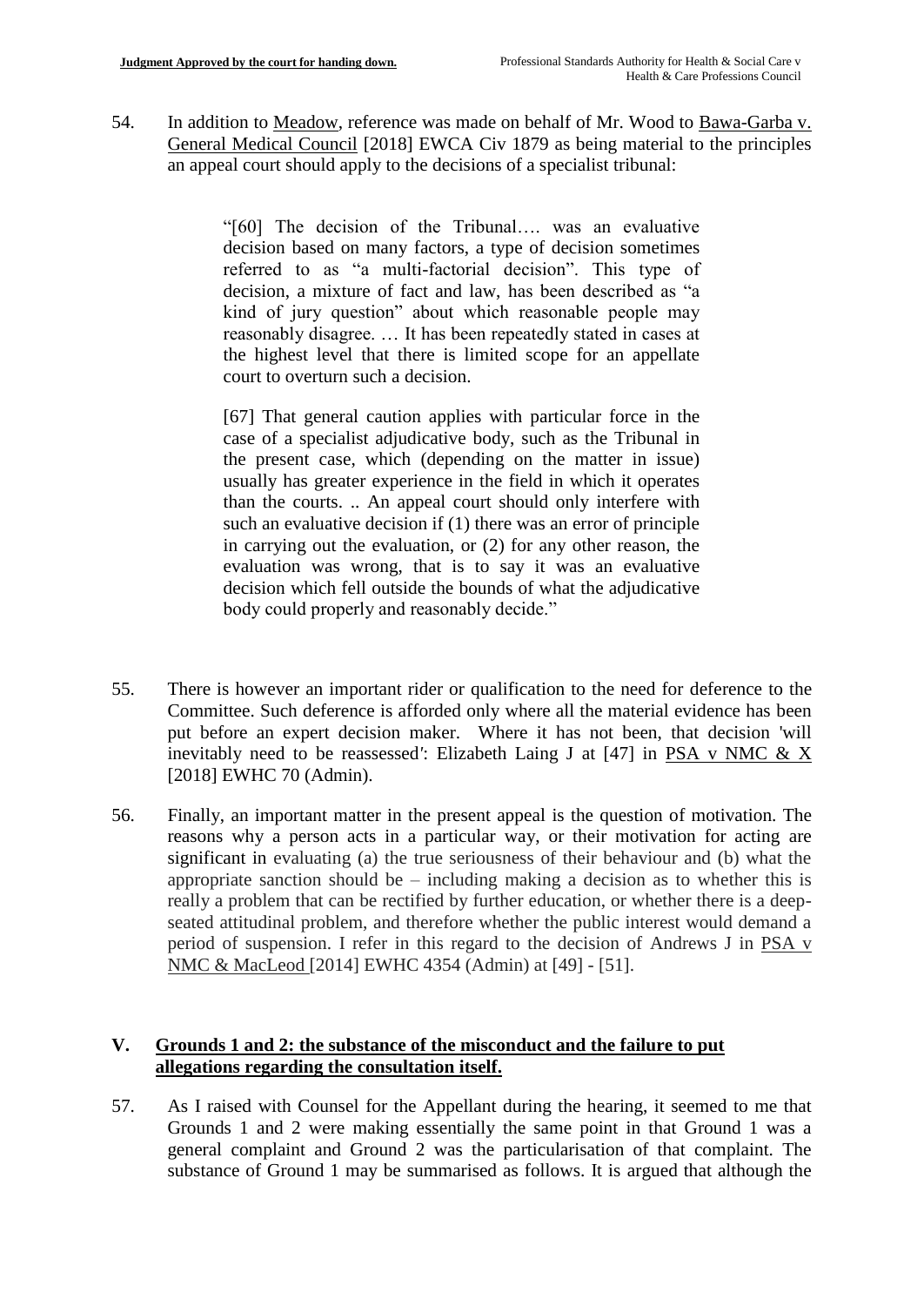54. In addition to Meadow, reference was made on behalf of Mr. Wood to Bawa-Garba v. General Medical Council [2018] EWCA Civ 1879 as being material to the principles an appeal court should apply to the decisions of a specialist tribunal:

> "[60] The decision of the Tribunal…. was an evaluative decision based on many factors, a type of decision sometimes referred to as "a multi-factorial decision". This type of decision, a mixture of fact and law, has been described as "a kind of jury question" about which reasonable people may reasonably disagree. … It has been repeatedly stated in cases at the highest level that there is limited scope for an appellate court to overturn such a decision.
>
> [67] That general caution applies with particular force in the case of a specialist adjudicative body, such as the Tribunal in the present case, which (depending on the matter in issue) usually has greater experience in the field in which it operates than the courts. .. An appeal court should only interfere with such an evaluative decision if (1) there was an error of principle in carrying out the evaluation, or (2) for any other reason, the evaluation was wrong, that is to say it was an evaluative decision which fell outside the bounds of what the adjudicative body could properly and reasonably decide."

55. There is however an important rider or qualification to the need for deference to the Committee. Such deference is afforded only where all the material evidence has been put before an expert decision maker. Where it has not been, that decision 'will inevitably need to be reassessed': Elizabeth Laing J at [47] in PSA v NMC & X [2018] EWHC 70 (Admin).

56. Finally, an important matter in the present appeal is the question of motivation. The reasons why a person acts in a particular way, or their motivation for acting are significant in evaluating (a) the true seriousness of their behaviour and (b) what the appropriate sanction should be – including making a decision as to whether this is really a problem that can be rectified by further education, or whether there is a deep-seated attitudinal problem, and therefore whether the public interest would demand a period of suspension. I refer in this regard to the decision of Andrews J in PSA v NMC & MacLeod [2014] EWHC 4354 (Admin) at [49] - [51].

## V. Grounds 1 and 2: the substance of the misconduct and the failure to put allegations regarding the consultation itself.

57. As I raised with Counsel for the Appellant during the hearing, it seemed to me that Grounds 1 and 2 were making essentially the same point in that Ground 1 was a general complaint and Ground 2 was the particularisation of that complaint. The substance of Ground 1 may be summarised as follows. It is argued that although the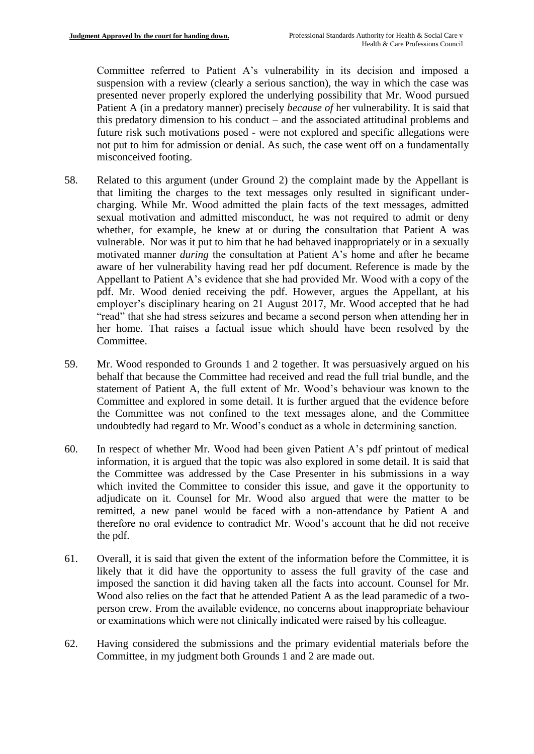Committee referred to Patient A's vulnerability in its decision and imposed a suspension with a review (clearly a serious sanction), the way in which the case was presented never properly explored the underlying possibility that Mr. Wood pursued Patient A (in a predatory manner) precisely *because of* her vulnerability. It is said that this predatory dimension to his conduct – and the associated attitudinal problems and future risk such motivations posed - were not explored and specific allegations were not put to him for admission or denial. As such, the case went off on a fundamentally misconceived footing.

58. Related to this argument (under Ground 2) the complaint made by the Appellant is that limiting the charges to the text messages only resulted in significant under-charging. While Mr. Wood admitted the plain facts of the text messages, admitted sexual motivation and admitted misconduct, he was not required to admit or deny whether, for example, he knew at or during the consultation that Patient A was vulnerable. Nor was it put to him that he had behaved inappropriately or in a sexually motivated manner *during* the consultation at Patient A's home and after he became aware of her vulnerability having read her pdf document. Reference is made by the Appellant to Patient A's evidence that she had provided Mr. Wood with a copy of the pdf. Mr. Wood denied receiving the pdf. However, argues the Appellant, at his employer's disciplinary hearing on 21 August 2017, Mr. Wood accepted that he had "read" that she had stress seizures and became a second person when attending her in her home. That raises a factual issue which should have been resolved by the Committee.

59. Mr. Wood responded to Grounds 1 and 2 together. It was persuasively argued on his behalf that because the Committee had received and read the full trial bundle, and the statement of Patient A, the full extent of Mr. Wood's behaviour was known to the Committee and explored in some detail. It is further argued that the evidence before the Committee was not confined to the text messages alone, and the Committee undoubtedly had regard to Mr. Wood's conduct as a whole in determining sanction.

60. In respect of whether Mr. Wood had been given Patient A's pdf printout of medical information, it is argued that the topic was also explored in some detail. It is said that the Committee was addressed by the Case Presenter in his submissions in a way which invited the Committee to consider this issue, and gave it the opportunity to adjudicate on it. Counsel for Mr. Wood also argued that were the matter to be remitted, a new panel would be faced with a non-attendance by Patient A and therefore no oral evidence to contradict Mr. Wood's account that he did not receive the pdf.

61. Overall, it is said that given the extent of the information before the Committee, it is likely that it did have the opportunity to assess the full gravity of the case and imposed the sanction it did having taken all the facts into account. Counsel for Mr. Wood also relies on the fact that he attended Patient A as the lead paramedic of a two-person crew. From the available evidence, no concerns about inappropriate behaviour or examinations which were not clinically indicated were raised by his colleague.

62. Having considered the submissions and the primary evidential materials before the Committee, in my judgment both Grounds 1 and 2 are made out.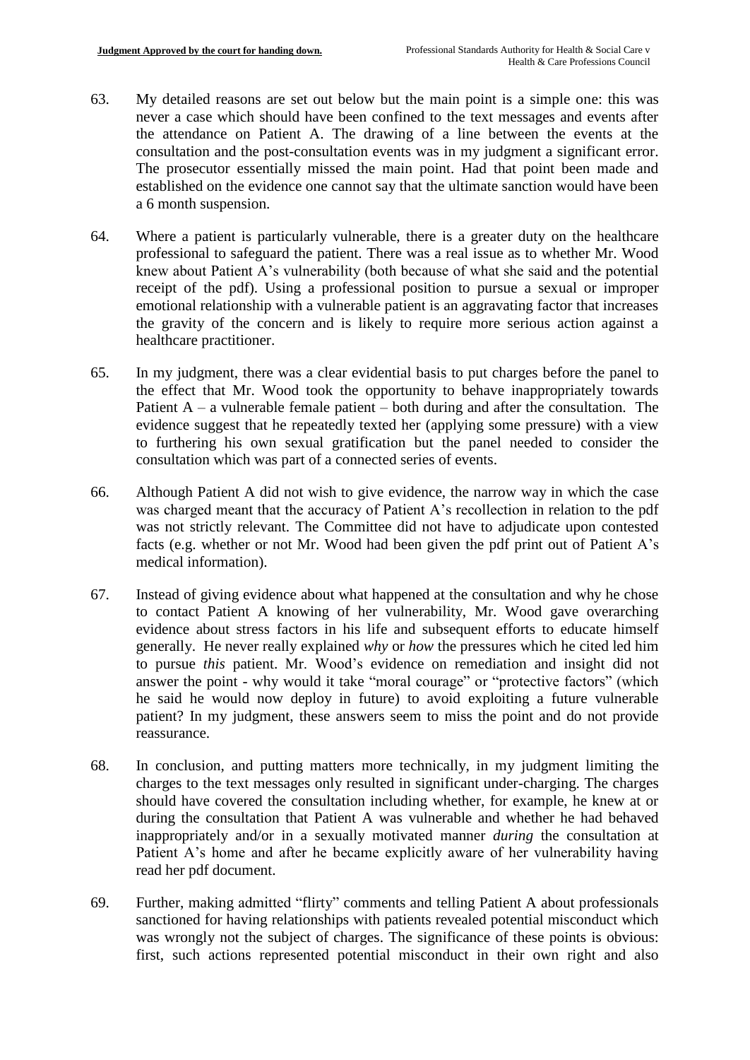63. My detailed reasons are set out below but the main point is a simple one: this was never a case which should have been confined to the text messages and events after the attendance on Patient A. The drawing of a line between the events at the consultation and the post-consultation events was in my judgment a significant error. The prosecutor essentially missed the main point. Had that point been made and established on the evidence one cannot say that the ultimate sanction would have been a 6 month suspension.

64. Where a patient is particularly vulnerable, there is a greater duty on the healthcare professional to safeguard the patient. There was a real issue as to whether Mr. Wood knew about Patient A's vulnerability (both because of what she said and the potential receipt of the pdf). Using a professional position to pursue a sexual or improper emotional relationship with a vulnerable patient is an aggravating factor that increases the gravity of the concern and is likely to require more serious action against a healthcare practitioner.

65. In my judgment, there was a clear evidential basis to put charges before the panel to the effect that Mr. Wood took the opportunity to behave inappropriately towards Patient A – a vulnerable female patient – both during and after the consultation. The evidence suggest that he repeatedly texted her (applying some pressure) with a view to furthering his own sexual gratification but the panel needed to consider the consultation which was part of a connected series of events.

66. Although Patient A did not wish to give evidence, the narrow way in which the case was charged meant that the accuracy of Patient A's recollection in relation to the pdf was not strictly relevant. The Committee did not have to adjudicate upon contested facts (e.g. whether or not Mr. Wood had been given the pdf print out of Patient A's medical information).

67. Instead of giving evidence about what happened at the consultation and why he chose to contact Patient A knowing of her vulnerability, Mr. Wood gave overarching evidence about stress factors in his life and subsequent efforts to educate himself generally. He never really explained *why* or *how* the pressures which he cited led him to pursue *this* patient. Mr. Wood's evidence on remediation and insight did not answer the point - why would it take "moral courage" or "protective factors" (which he said he would now deploy in future) to avoid exploiting a future vulnerable patient? In my judgment, these answers seem to miss the point and do not provide reassurance.

68. In conclusion, and putting matters more technically, in my judgment limiting the charges to the text messages only resulted in significant under-charging. The charges should have covered the consultation including whether, for example, he knew at or during the consultation that Patient A was vulnerable and whether he had behaved inappropriately and/or in a sexually motivated manner *during* the consultation at Patient A's home and after he became explicitly aware of her vulnerability having read her pdf document.

69. Further, making admitted "flirty" comments and telling Patient A about professionals sanctioned for having relationships with patients revealed potential misconduct which was wrongly not the subject of charges. The significance of these points is obvious: first, such actions represented potential misconduct in their own right and also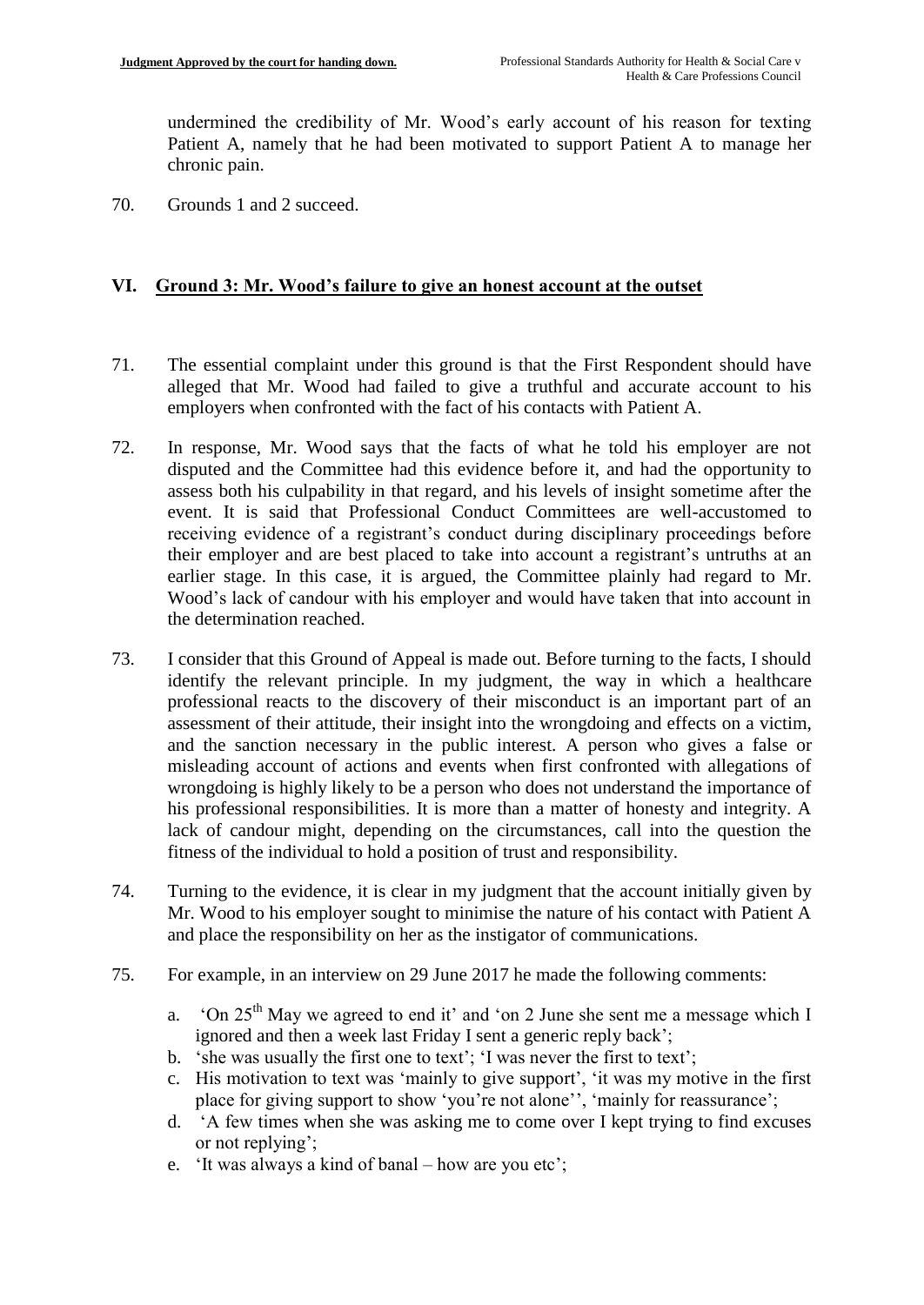undermined the credibility of Mr. Wood's early account of his reason for texting Patient A, namely that he had been motivated to support Patient A to manage her chronic pain.

70. Grounds 1 and 2 succeed.

## VI. Ground 3: Mr. Wood's failure to give an honest account at the outset

71. The essential complaint under this ground is that the First Respondent should have alleged that Mr. Wood had failed to give a truthful and accurate account to his employers when confronted with the fact of his contacts with Patient A.

72. In response, Mr. Wood says that the facts of what he told his employer are not disputed and the Committee had this evidence before it, and had the opportunity to assess both his culpability in that regard, and his levels of insight sometime after the event. It is said that Professional Conduct Committees are well-accustomed to receiving evidence of a registrant's conduct during disciplinary proceedings before their employer and are best placed to take into account a registrant's untruths at an earlier stage. In this case, it is argued, the Committee plainly had regard to Mr. Wood's lack of candour with his employer and would have taken that into account in the determination reached.

73. I consider that this Ground of Appeal is made out. Before turning to the facts, I should identify the relevant principle. In my judgment, the way in which a healthcare professional reacts to the discovery of their misconduct is an important part of an assessment of their attitude, their insight into the wrongdoing and effects on a victim, and the sanction necessary in the public interest. A person who gives a false or misleading account of actions and events when first confronted with allegations of wrongdoing is highly likely to be a person who does not understand the importance of his professional responsibilities. It is more than a matter of honesty and integrity. A lack of candour might, depending on the circumstances, call into the question the fitness of the individual to hold a position of trust and responsibility.

74. Turning to the evidence, it is clear in my judgment that the account initially given by Mr. Wood to his employer sought to minimise the nature of his contact with Patient A and place the responsibility on her as the instigator of communications.

75. For example, in an interview on 29 June 2017 he made the following comments:

    a. 'On 25th May we agreed to end it' and 'on 2 June she sent me a message which I ignored and then a week last Friday I sent a generic reply back';
    b. 'she was usually the first one to text'; 'I was never the first to text';
    c. His motivation to text was 'mainly to give support', 'it was my motive in the first place for giving support to show 'you're not alone'', 'mainly for reassurance';
    d. 'A few times when she was asking me to come over I kept trying to find excuses or not replying';
    e. 'It was always a kind of banal – how are you etc';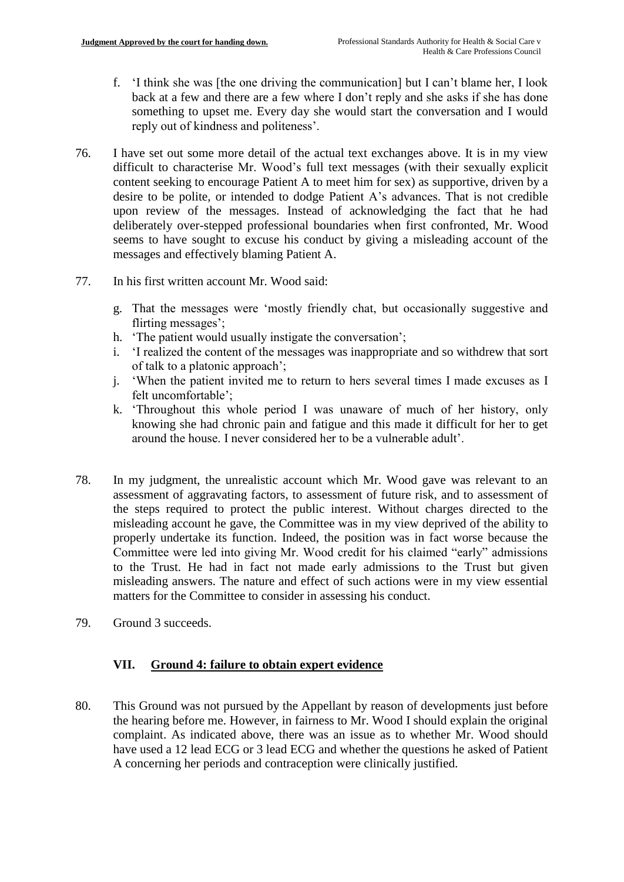f. 'I think she was [the one driving the communication] but I can't blame her, I look back at a few and there are a few where I don't reply and she asks if she has done something to upset me. Every day she would start the conversation and I would reply out of kindness and politeness'.

76. I have set out some more detail of the actual text exchanges above. It is in my view difficult to characterise Mr. Wood's full text messages (with their sexually explicit content seeking to encourage Patient A to meet him for sex) as supportive, driven by a desire to be polite, or intended to dodge Patient A's advances. That is not credible upon review of the messages. Instead of acknowledging the fact that he had deliberately over-stepped professional boundaries when first confronted, Mr. Wood seems to have sought to excuse his conduct by giving a misleading account of the messages and effectively blaming Patient A.

77. In his first written account Mr. Wood said:

g. That the messages were 'mostly friendly chat, but occasionally suggestive and flirting messages';
h. 'The patient would usually instigate the conversation';
i. 'I realized the content of the messages was inappropriate and so withdrew that sort of talk to a platonic approach';
j. 'When the patient invited me to return to hers several times I made excuses as I felt uncomfortable';
k. 'Throughout this whole period I was unaware of much of her history, only knowing she had chronic pain and fatigue and this made it difficult for her to get around the house. I never considered her to be a vulnerable adult'.

78. In my judgment, the unrealistic account which Mr. Wood gave was relevant to an assessment of aggravating factors, to assessment of future risk, and to assessment of the steps required to protect the public interest. Without charges directed to the misleading account he gave, the Committee was in my view deprived of the ability to properly undertake its function. Indeed, the position was in fact worse because the Committee were led into giving Mr. Wood credit for his claimed "early" admissions to the Trust. He had in fact not made early admissions to the Trust but given misleading answers. The nature and effect of such actions were in my view essential matters for the Committee to consider in assessing his conduct.

79. Ground 3 succeeds.

## VII. Ground 4: failure to obtain expert evidence

80. This Ground was not pursued by the Appellant by reason of developments just before the hearing before me. However, in fairness to Mr. Wood I should explain the original complaint. As indicated above, there was an issue as to whether Mr. Wood should have used a 12 lead ECG or 3 lead ECG and whether the questions he asked of Patient A concerning her periods and contraception were clinically justified.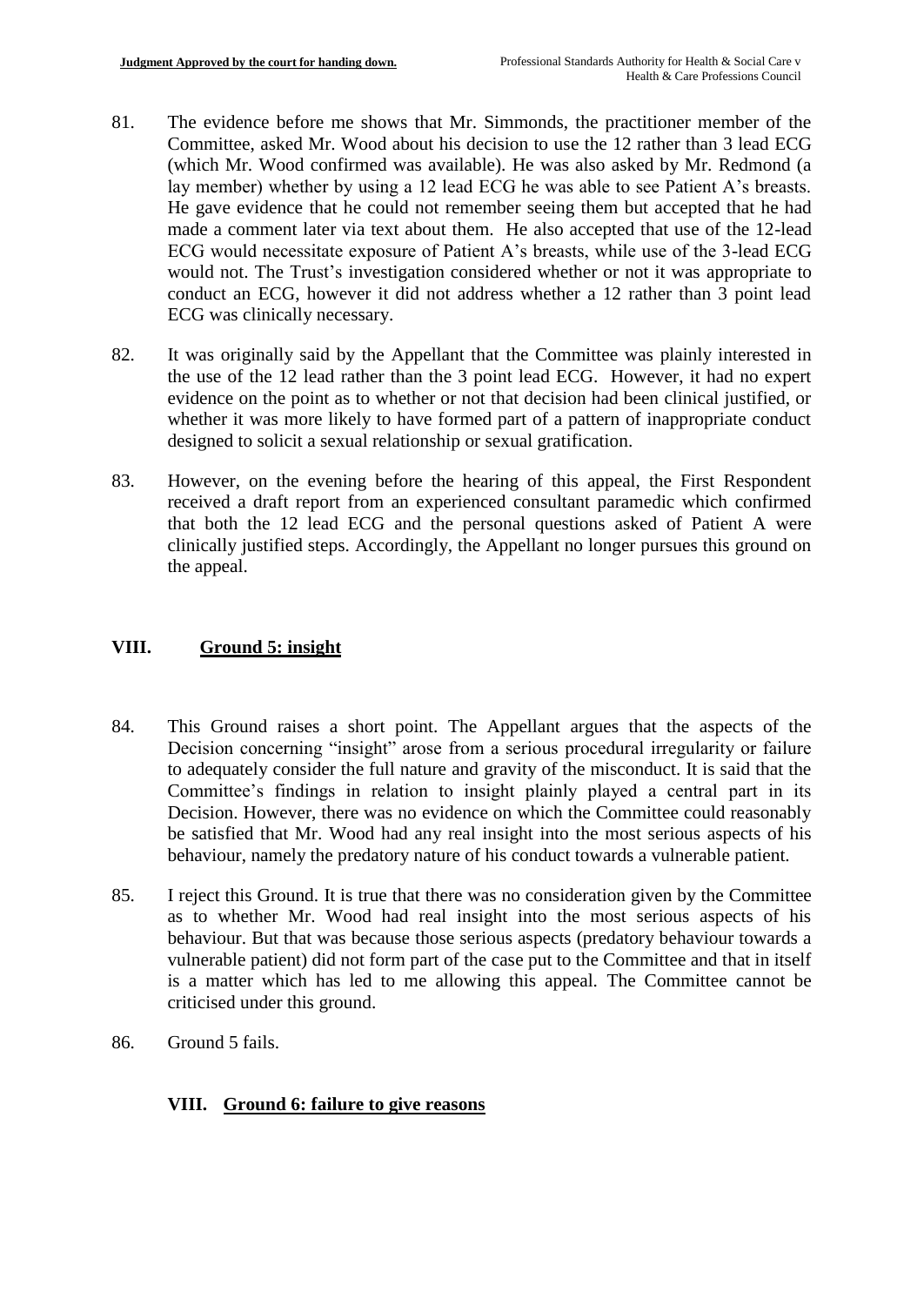81. The evidence before me shows that Mr. Simmonds, the practitioner member of the Committee, asked Mr. Wood about his decision to use the 12 rather than 3 lead ECG (which Mr. Wood confirmed was available). He was also asked by Mr. Redmond (a lay member) whether by using a 12 lead ECG he was able to see Patient A's breasts. He gave evidence that he could not remember seeing them but accepted that he had made a comment later via text about them. He also accepted that use of the 12-lead ECG would necessitate exposure of Patient A's breasts, while use of the 3-lead ECG would not. The Trust's investigation considered whether or not it was appropriate to conduct an ECG, however it did not address whether a 12 rather than 3 point lead ECG was clinically necessary.

82. It was originally said by the Appellant that the Committee was plainly interested in the use of the 12 lead rather than the 3 point lead ECG. However, it had no expert evidence on the point as to whether or not that decision had been clinical justified, or whether it was more likely to have formed part of a pattern of inappropriate conduct designed to solicit a sexual relationship or sexual gratification.

83. However, on the evening before the hearing of this appeal, the First Respondent received a draft report from an experienced consultant paramedic which confirmed that both the 12 lead ECG and the personal questions asked of Patient A were clinically justified steps. Accordingly, the Appellant no longer pursues this ground on the appeal.

## VIII. Ground 5: insight

84. This Ground raises a short point. The Appellant argues that the aspects of the Decision concerning "insight" arose from a serious procedural irregularity or failure to adequately consider the full nature and gravity of the misconduct. It is said that the Committee's findings in relation to insight plainly played a central part in its Decision. However, there was no evidence on which the Committee could reasonably be satisfied that Mr. Wood had any real insight into the most serious aspects of his behaviour, namely the predatory nature of his conduct towards a vulnerable patient.

85. I reject this Ground. It is true that there was no consideration given by the Committee as to whether Mr. Wood had real insight into the most serious aspects of his behaviour. But that was because those serious aspects (predatory behaviour towards a vulnerable patient) did not form part of the case put to the Committee and that in itself is a matter which has led to me allowing this appeal. The Committee cannot be criticised under this ground.

86. Ground 5 fails.

## VIII. Ground 6: failure to give reasons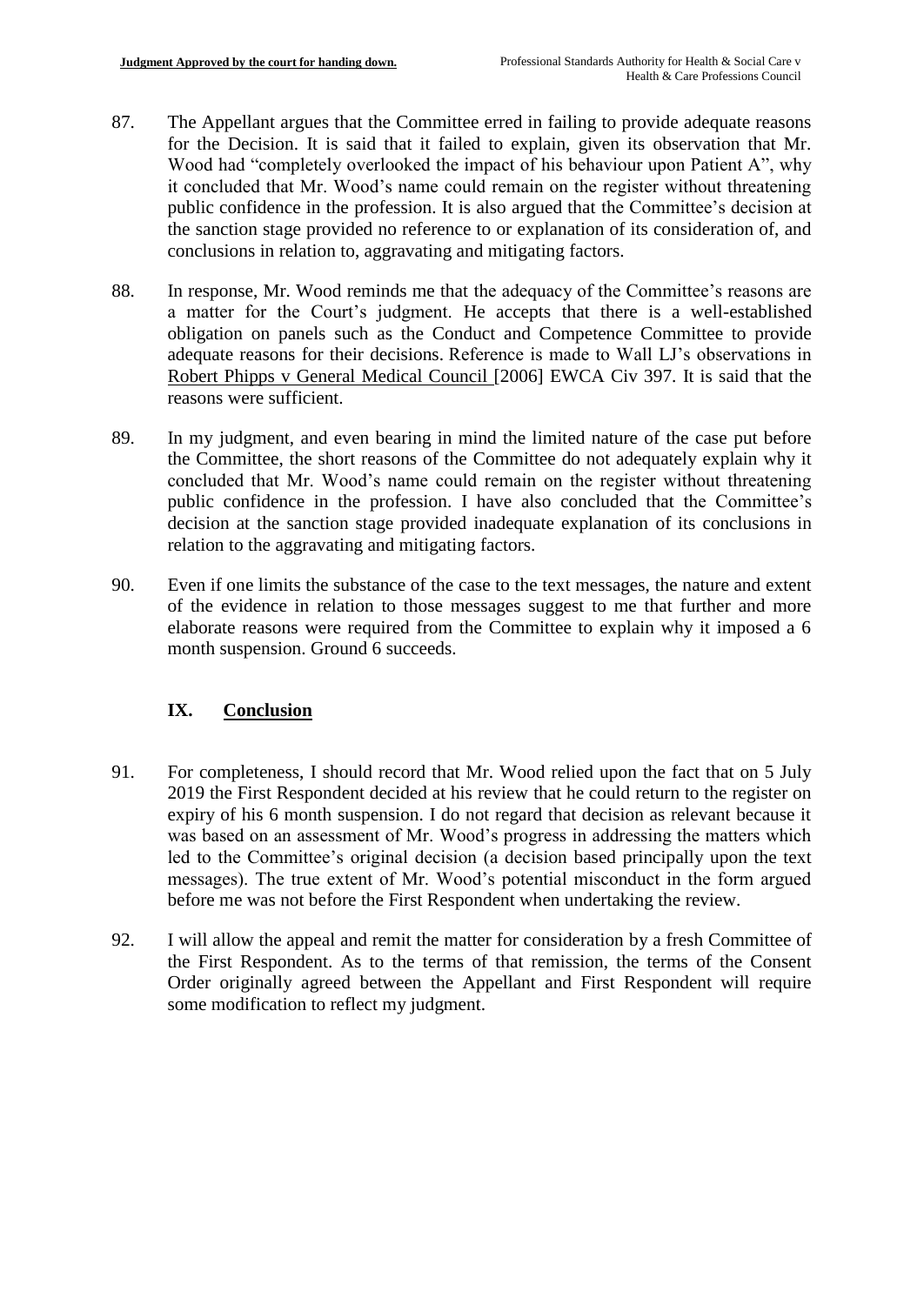87. The Appellant argues that the Committee erred in failing to provide adequate reasons for the Decision. It is said that it failed to explain, given its observation that Mr. Wood had "completely overlooked the impact of his behaviour upon Patient A", why it concluded that Mr. Wood's name could remain on the register without threatening public confidence in the profession. It is also argued that the Committee's decision at the sanction stage provided no reference to or explanation of its consideration of, and conclusions in relation to, aggravating and mitigating factors.

88. In response, Mr. Wood reminds me that the adequacy of the Committee's reasons are a matter for the Court's judgment. He accepts that there is a well-established obligation on panels such as the Conduct and Competence Committee to provide adequate reasons for their decisions. Reference is made to Wall LJ's observations in Robert Phipps v General Medical Council [2006] EWCA Civ 397. It is said that the reasons were sufficient.

89. In my judgment, and even bearing in mind the limited nature of the case put before the Committee, the short reasons of the Committee do not adequately explain why it concluded that Mr. Wood's name could remain on the register without threatening public confidence in the profession. I have also concluded that the Committee's decision at the sanction stage provided inadequate explanation of its conclusions in relation to the aggravating and mitigating factors.

90. Even if one limits the substance of the case to the text messages, the nature and extent of the evidence in relation to those messages suggest to me that further and more elaborate reasons were required from the Committee to explain why it imposed a 6 month suspension. Ground 6 succeeds.

## IX. Conclusion

91. For completeness, I should record that Mr. Wood relied upon the fact that on 5 July 2019 the First Respondent decided at his review that he could return to the register on expiry of his 6 month suspension. I do not regard that decision as relevant because it was based on an assessment of Mr. Wood's progress in addressing the matters which led to the Committee's original decision (a decision based principally upon the text messages). The true extent of Mr. Wood's potential misconduct in the form argued before me was not before the First Respondent when undertaking the review.

92. I will allow the appeal and remit the matter for consideration by a fresh Committee of the First Respondent. As to the terms of that remission, the terms of the Consent Order originally agreed between the Appellant and First Respondent will require some modification to reflect my judgment.